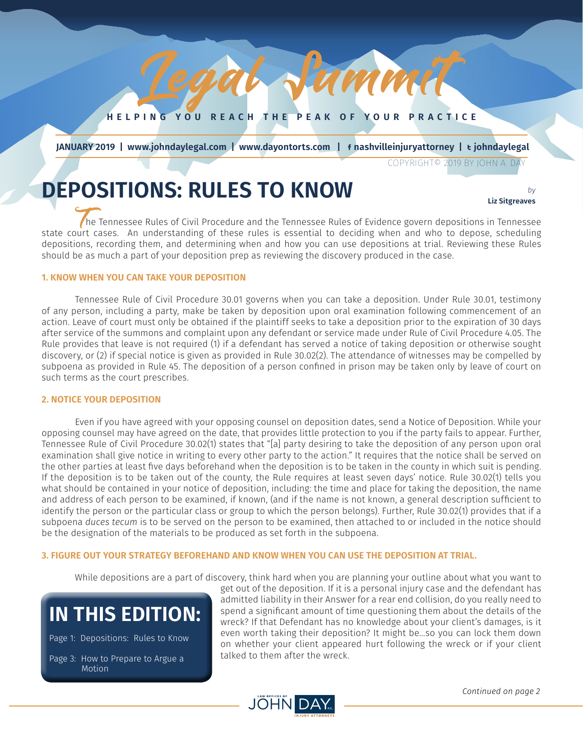# Legal Summit

HELPING YOU REACH THE PEAK OF YOUR PRACTICE

**JANUARY 2019 | www.johndaylegal.com | www.dayontorts.com | nashvilleinjuryattorney | johndaylegal**

COPYRIGHT© 2019 BY JOHN A. DAY

# DEPOSITIONS: RULES TO KNOW

*by* **Liz Sitgreaves**

The Tennessee Rules of Civil Procedure and the Tennessee Rules of Evidence govern depositions in Tennessee state court cases. An understanding of these rules is essential to deciding when and who to depose, scheduling depositions, recording them, and determining when and how you can use depositions at trial. Reviewing these Rules should be as much a part of your deposition prep as reviewing the discovery produced in the case.

### 1. KNOW WHEN YOU CAN TAKE YOUR DEPOSITION

Tennessee Rule of Civil Procedure 30.01 governs when you can take a deposition. Under Rule 30.01, testimony of any person, including a party, make be taken by deposition upon oral examination following commencement of an action. Leave of court must only be obtained if the plaintiff seeks to take a deposition prior to the expiration of 30 days after service of the summons and complaint upon any defendant or service made under Rule of Civil Procedure 4.05. The Rule provides that leave is not required (1) if a defendant has served a notice of taking deposition or otherwise sought discovery, or (2) if special notice is given as provided in Rule 30.02(2). The attendance of witnesses may be compelled by subpoena as provided in Rule 45. The deposition of a person confined in prison may be taken only by leave of court on such terms as the court prescribes.

### 2. NOTICE YOUR DEPOSITION

Even if you have agreed with your opposing counsel on deposition dates, send a Notice of Deposition. While your opposing counsel may have agreed on the date, that provides little protection to you if the party fails to appear. Further, Tennessee Rule of Civil Procedure 30.02(1) states that "[a] party desiring to take the deposition of any person upon oral examination shall give notice in writing to every other party to the action." It requires that the notice shall be served on the other parties at least five days beforehand when the deposition is to be taken in the county in which suit is pending. If the deposition is to be taken out of the county, the Rule requires at least seven days' notice. Rule 30.02(1) tells you what should be contained in your notice of deposition, including: the time and place for taking the deposition, the name and address of each person to be examined, if known, (and if the name is not known, a general description sufficient to identify the person or the particular class or group to which the person belongs). Further, Rule 30.02(1) provides that if a subpoena *duces tecum* is to be served on the person to be examined, then attached to or included in the notice should be the designation of the materials to be produced as set forth in the subpoena.

### 3. FIGURE OUT YOUR STRATEGY BEFOREHAND AND KNOW WHEN YOU CAN USE THE DEPOSITION AT TRIAL.

While depositions are a part of discovery, think hard when you are planning your outline about what you want to get out of the deposition. If it is a personal injury case and the defendant has admitted liability in their Answer for a rear end collision, do you really need to spend a significant amount of time questioning them about the details of the wreck? If that Defendant has no knowledge about your client's damages, is it even worth taking their deposition? It might be…so you can lock them down on whether your client appeared hurt following the wreck or if your client talked to them after the wreck.

## IN THIS EDITION:

Page 1: Depositions: Rules to Know

Page 3: How to Prepare to Argue a Motion

*Continued on page 2*

LAW OFFICES OF JOHN DAY P.C. INJURY ATTORNEYS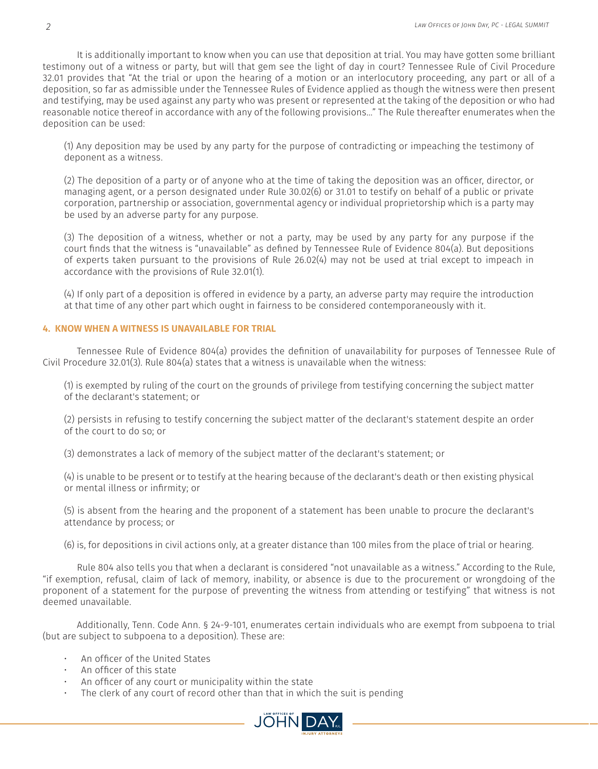It is additionally important to know when you can use that deposition at trial. You may have gotten some brilliant testimony out of a witness or party, but will that gem see the light of day in court? Tennessee Rule of Civil Procedure 32.01 provides that "At the trial or upon the hearing of a motion or an interlocutory proceeding, any part or all of a deposition, so far as admissible under the Tennessee Rules of Evidence applied as though the witness were then present and testifying, may be used against any party who was present or represented at the taking of the deposition or who had reasonable notice thereof in accordance with any of the following provisions..." The Rule thereafter enumerates when the deposition can be used:

(1) Any deposition may be used by any party for the purpose of contradicting or impeaching the testimony of deponent as a witness.

(2) The deposition of a party or of anyone who at the time of taking the deposition was an officer, director, or managing agent, or a person designated under Rule 30.02(6) or 31.01 to testify on behalf of a public or private corporation, partnership or association, governmental agency or individual proprietorship which is a party may be used by an adverse party for any purpose.

(3) The deposition of a witness, whether or not a party, may be used by any party for any purpose if the court finds that the witness is "unavailable" as defined by Tennessee Rule of Evidence 804(a). But depositions of experts taken pursuant to the provisions of Rule 26.02(4) may not be used at trial except to impeach in accordance with the provisions of Rule 32.01(1).

(4) If only part of a deposition is offered in evidence by a party, an adverse party may require the introduction at that time of any other part which ought in fairness to be considered contemporaneously with it.

## 4. KNOW WHEN A WITNESS IS UNAVAILABLE FOR TRIAL

Tennessee Rule of Evidence 804(a) provides the definition of unavailability for purposes of Tennessee Rule of Civil Procedure 32.01(3). Rule 804(a) states that a witness is unavailable when the witness:

(1) is exempted by ruling of the court on the grounds of privilege from testifying concerning the subject matter of the declarant's statement; or

(2) persists in refusing to testify concerning the subject matter of the declarant's statement despite an order of the court to do so; or

(3) demonstrates a lack of memory of the subject matter of the declarant's statement; or

(4) is unable to be present or to testify at the hearing because of the declarant's death or then existing physical or mental illness or infirmity; or

(5) is absent from the hearing and the proponent of a statement has been unable to procure the declarant's attendance by process; or

(6) is, for depositions in civil actions only, at a greater distance than 100 miles from the place of trial or hearing.

Rule 804 also tells you that when a declarant is considered "not unavailable as a witness." According to the Rule, "if exemption, refusal, claim of lack of memory, inability, or absence is due to the procurement or wrongdoing of the proponent of a statement for the purpose of preventing the witness from attending or testifying" that witness is not deemed unavailable.

Additionally, Tenn. Code Ann. § 24-9-101, enumerates certain individuals who are exempt from subpoena to trial (but are subject to subpoena to a deposition). These are:

- An officer of the United States
- An officer of this state
- An officer of any court or municipality within the state
- The clerk of any court of record other than that in which the suit is pending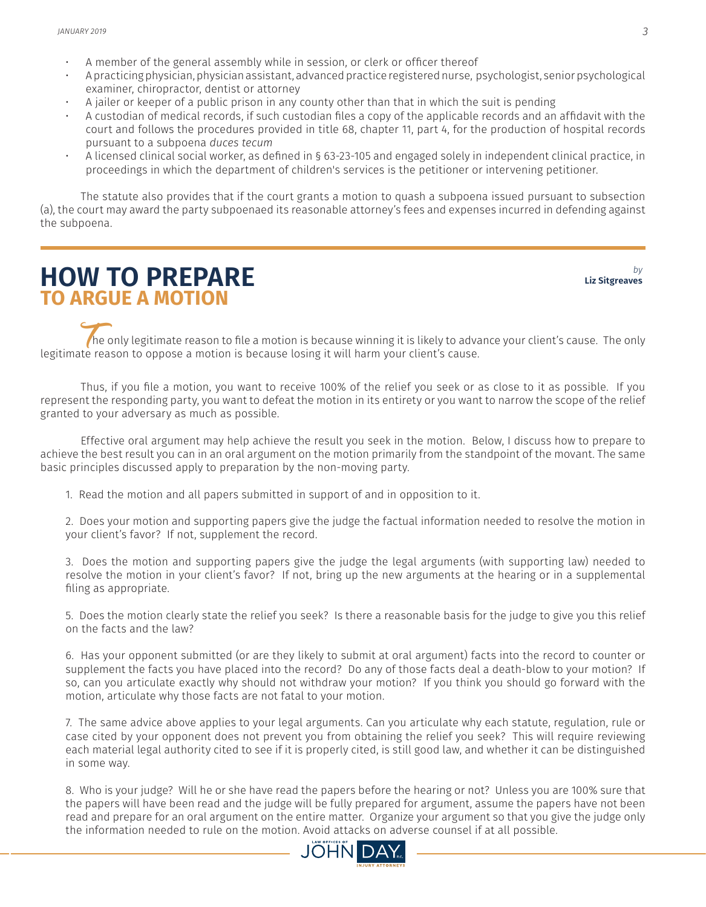- A member of the general assembly while in session, or clerk or officer thereof
- A practicing physician, physician assistant, advanced practice registered nurse, psychologist, senior psychological examiner, chiropractor, dentist or attorney
- A jailer or keeper of a public prison in any county other than that in which the suit is pending
- A custodian of medical records, if such custodian files a copy of the applicable records and an affidavit with the court and follows the procedures provided in title 68, chapter 11, part 4, for the production of hospital records pursuant to a subpoena *duces tecum*
- A licensed clinical social worker, as defined in § 63-23-105 and engaged solely in independent clinical practice, in proceedings in which the department of children's services is the petitioner or intervening petitioner.

The statute also provides that if the court grants a motion to quash a subpoena issued pursuant to subsection (a), the court may award the party subpoenaed its reasonable attorney's fees and expenses incurred in defending against the subpoena.

# HOW TO PREPARE TO ARGUE A MOTION

*by* **Liz Sitgreaves**

The only legitimate reason to file a motion is because winning it is likely to advance your client's cause. The only legitimate reason to oppose a motion is because losing it will harm your client's cause.

Thus, if you file a motion, you want to receive 100% of the relief you seek or as close to it as possible. If you represent the responding party, you want to defeat the motion in its entirety or you want to narrow the scope of the relief granted to your adversary as much as possible.

Effective oral argument may help achieve the result you seek in the motion. Below, I discuss how to prepare to achieve the best result you can in an oral argument on the motion primarily from the standpoint of the movant. The same basic principles discussed apply to preparation by the non-moving party.

1. Read the motion and all papers submitted in support of and in opposition to it.

2. Does your motion and supporting papers give the judge the factual information needed to resolve the motion in your client's favor? If not, supplement the record.

3. Does the motion and supporting papers give the judge the legal arguments (with supporting law) needed to resolve the motion in your client's favor? If not, bring up the new arguments at the hearing or in a supplemental filing as appropriate.

5. Does the motion clearly state the relief you seek? Is there a reasonable basis for the judge to give you this relief on the facts and the law?

6. Has your opponent submitted (or are they likely to submit at oral argument) facts into the record to counter or supplement the facts you have placed into the record? Do any of those facts deal a death-blow to your motion? If so, can you articulate exactly why should not withdraw your motion? If you think you should go forward with the motion, articulate why those facts are not fatal to your motion.

7. The same advice above applies to your legal arguments. Can you articulate why each statute, regulation, rule or case cited by your opponent does not prevent you from obtaining the relief you seek? This will require reviewing each material legal authority cited to see if it is properly cited, is still good law, and whether it can be distinguished in some way.

8. Who is your judge? Will he or she have read the papers before the hearing or not? Unless you are 100% sure that the papers will have been read and the judge will be fully prepared for argument, assume the papers have not been read and prepare for an oral argument on the entire matter. Organize your argument so that you give the judge only the information needed to rule on the motion. Avoid attacks on adverse counsel if at all possible.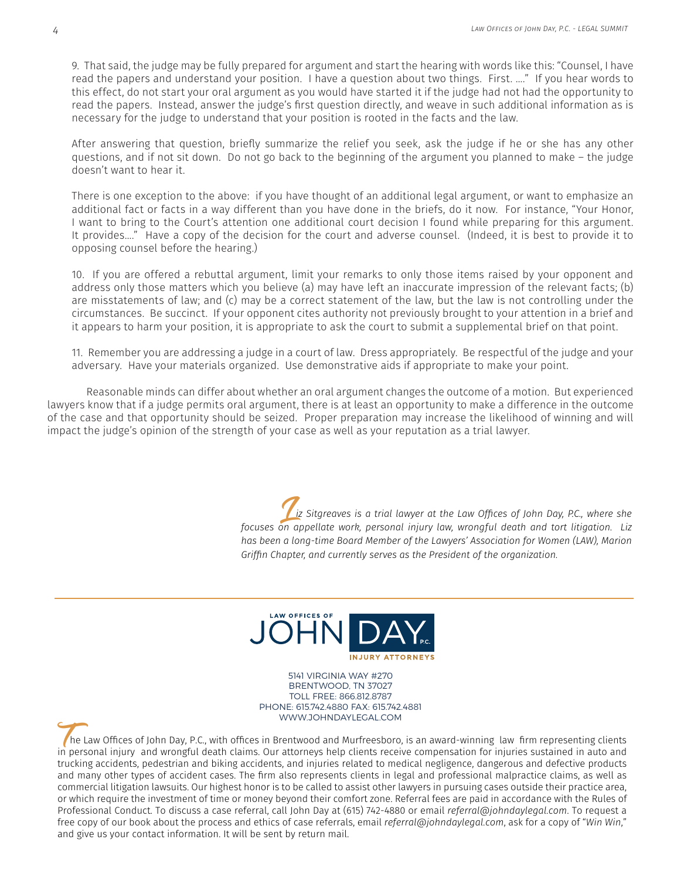9. That said, the judge may be fully prepared for argument and start the hearing with words like this: "Counsel, I have read the papers and understand your position. I have a question about two things. First. …." If you hear words to this effect, do not start your oral argument as you would have started it if the judge had not had the opportunity to read the papers. Instead, answer the judge's first question directly, and weave in such additional information as is necessary for the judge to understand that your position is rooted in the facts and the law.

After answering that question, briefly summarize the relief you seek, ask the judge if he or she has any other questions, and if not sit down. Do not go back to the beginning of the argument you planned to make – the judge doesn't want to hear it.

There is one exception to the above: if you have thought of an additional legal argument, or want to emphasize an additional fact or facts in a way different than you have done in the briefs, do it now. For instance, "Your Honor, I want to bring to the Court's attention one additional court decision I found while preparing for this argument. It provides…." Have a copy of the decision for the court and adverse counsel. (Indeed, it is best to provide it to opposing counsel before the hearing.)

10. If you are offered a rebuttal argument, limit your remarks to only those items raised by your opponent and address only those matters which you believe (a) may have left an inaccurate impression of the relevant facts; (b) are misstatements of law; and (c) may be a correct statement of the law, but the law is not controlling under the circumstances. Be succinct. If your opponent cites authority not previously brought to your attention in a brief and it appears to harm your position, it is appropriate to ask the court to submit a supplemental brief on that point.

11. Remember you are addressing a judge in a court of law. Dress appropriately. Be respectful of the judge and your adversary. Have your materials organized. Use demonstrative aids if appropriate to make your point.

Reasonable minds can differ about whether an oral argument changes the outcome of a motion. But experienced lawyers know that if a judge permits oral argument, there is at least an opportunity to make a difference in the outcome of the case and that opportunity should be seized. Proper preparation may increase the likelihood of winning and will impact the judge's opinion of the strength of your case as well as your reputation as a trial lawyer.

*Liz Sitgreaves is a trial lawyer at the Law Offices of John Day, P.C., where she focuses on appellate work, personal injury law, wrongful death and tort litigation. Liz has been a long-time Board Member of the Lawyers' Association for Women (LAW), Marion Griffin Chapter, and currently serves as the President of the organization.*

---

LAW OFFICES OF JOHN DAY P.C.
INJURY ATTORNEYS

5141 VIRGINIA WAY #270
BRENTWOOD, TN 37027
TOLL FREE: 866.812.8787
PHONE: 615.742.4880 FAX: 615.742.4881
WWW.JOHNDAYLEGAL.COM

The Law Offices of John Day, P.C., with offices in Brentwood and Murfreesboro, is an award-winning law firm representing clients in personal injury and wrongful death claims. Our attorneys help clients receive compensation for injuries sustained in auto and trucking accidents, pedestrian and biking accidents, and injuries related to medical negligence, dangerous and defective products and many other types of accident cases. The firm also represents clients in legal and professional malpractice claims, as well as commercial litigation lawsuits. Our highest honor is to be called to assist other lawyers in pursuing cases outside their practice area, or which require the investment of time or money beyond their comfort zone. Referral fees are paid in accordance with the Rules of Professional Conduct. To discuss a case referral, call John Day at (615) 742-4880 or email *referral@johndaylegal.com*. To request a free copy of our book about the process and ethics of case referrals, email *referral@johndaylegal.com*, ask for a copy of "*Win Win*," and give us your contact information. It will be sent by return mail.